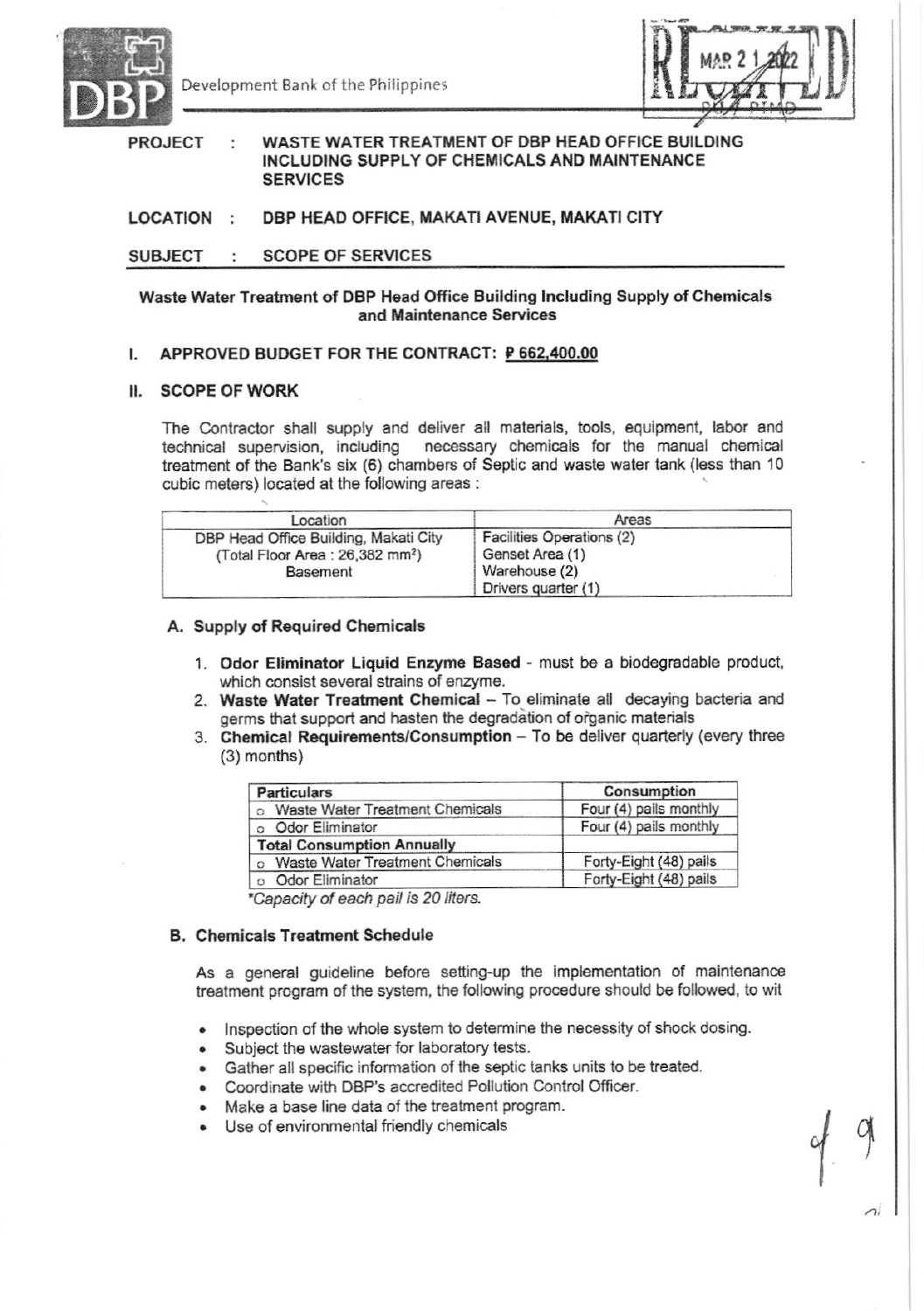Development Bank of the Philippines

**PROJECT : WASTE WATER TREATMENT OF DBP HEAD OFFICE BUILDING INCLUDING SUPPLY OF CHEMICALS AND MAINTENANCE SERVICES**

**LOCATION : DBP HEAD OFFICE, MAKATI AVENUE, MAKATI CITY**

**SUBJECT : SCOPE OF SERVICES**

**Waste Water Treatment of DBP Head Office Building Including Supply of Chemicals and Maintenance Services**

## I. APPROVED BUDGET FOR THE CONTRACT: ₱ 662,400.00

## II. SCOPE OF WORK

The Contractor shall supply and deliver all materials, tools, equipment, labor and technical supervision, including necessary chemicals for the manual chemical treatment of the Bank's six (6) chambers of Septic and waste water tank (less than 10 cubic meters) located at the following areas :

| Location | Areas |
|---|---|
| DBP Head Office Building, Makati City (Total Floor Area : 26,382 $mm^2$) Basement | Facilities Operations (2) Genset Area (1) Warehouse (2) Drivers quarter (1) |

### A. Supply of Required Chemicals

1. **Odor Eliminator Liquid Enzyme Based** - must be a biodegradable product, which consist several strains of enzyme.
2. **Waste Water Treatment Chemical** – To eliminate all decaying bacteria and germs that support and hasten the degradation of organic materials
3. **Chemical Requirements/Consumption** – To be deliver quarterly (every three (3) months)

| Particulars | Consumption |
|---|---|
| o Waste Water Treatment Chemicals | Four (4) pails monthly |
| o Odor Eliminator | Four (4) pails monthly |
| **Total Consumption Annually** | |
| o Waste Water Treatment Chemicals | Forty-Eight (48) pails |
| o Odor Eliminator | Forty-Eight (48) pails |

*\*Capacity of each pail is 20 liters.*

### B. Chemicals Treatment Schedule

As a general guideline before setting-up the implementation of maintenance treatment program of the system, the following procedure should be followed, to wit

- Inspection of the whole system to determine the necessity of shock dosing.
- Subject the wastewater for laboratory tests.
- Gather all specific information of the septic tanks units to be treated.
- Coordinate with DBP's accredited Pollution Control Officer.
- Make a base line data of the treatment program.
- Use of environmental friendly chemicals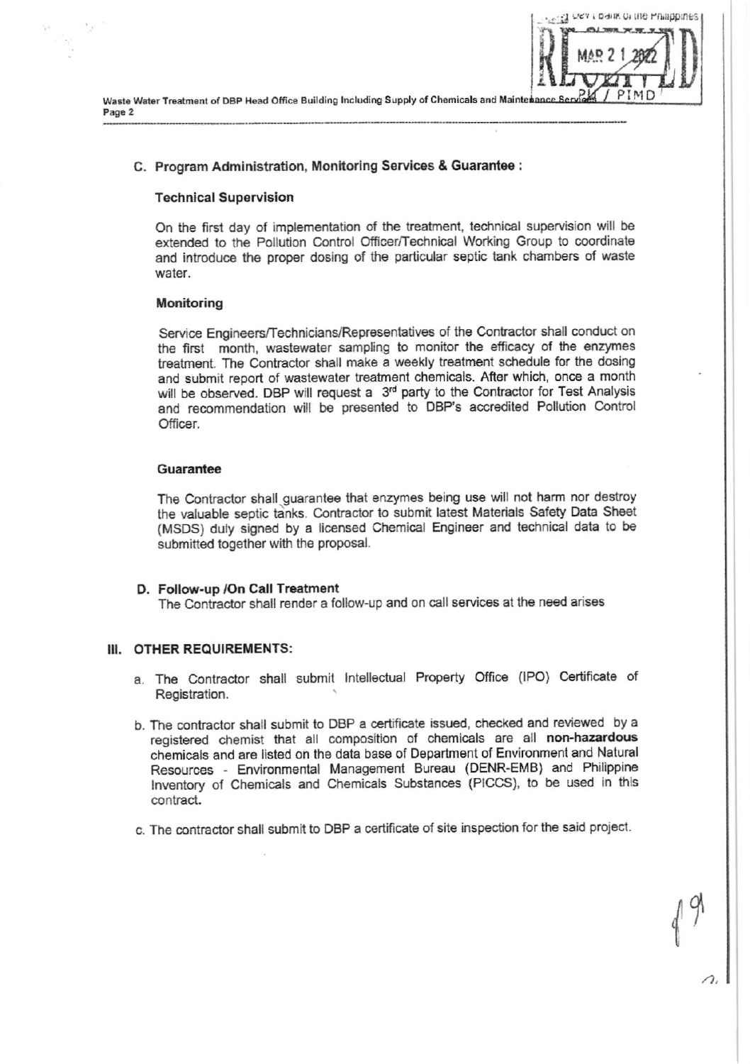### C. Program Administration, Monitoring Services & Guarantee :

#### Technical Supervision

On the first day of implementation of the treatment, technical supervision will be extended to the Pollution Control Officer/Technical Working Group to coordinate and introduce the proper dosing of the particular septic tank chambers of waste water.

#### Monitoring

Service Engineers/Technicians/Representatives of the Contractor shall conduct on the first month, wastewater sampling to monitor the efficacy of the enzymes treatment. The Contractor shall make a weekly treatment schedule for the dosing and submit report of wastewater treatment chemicals. After which, once a month will be observed. DBP will request a 3rd party to the Contractor for Test Analysis and recommendation will be presented to DBP's accredited Pollution Control Officer.

#### Guarantee

The Contractor shall guarantee that enzymes being use will not harm nor destroy the valuable septic tanks. Contractor to submit latest Materials Safety Data Sheet (MSDS) duly signed by a licensed Chemical Engineer and technical data to be submitted together with the proposal.

### D. Follow-up /On Call Treatment

The Contractor shall render a follow-up and on call services at the need arises

## III. OTHER REQUIREMENTS:

a. The Contractor shall submit Intellectual Property Office (IPO) Certificate of Registration.

b. The contractor shall submit to DBP a certificate issued, checked and reviewed by a registered chemist that all composition of chemicals are all **non-hazardous** chemicals and are listed on the data base of Department of Environment and Natural Resources - Environmental Management Bureau (DENR-EMB) and Philippine Inventory of Chemicals and Chemicals Substances (PICCS), to be used in this contract.

c. The contractor shall submit to DBP a certificate of site inspection for the said project.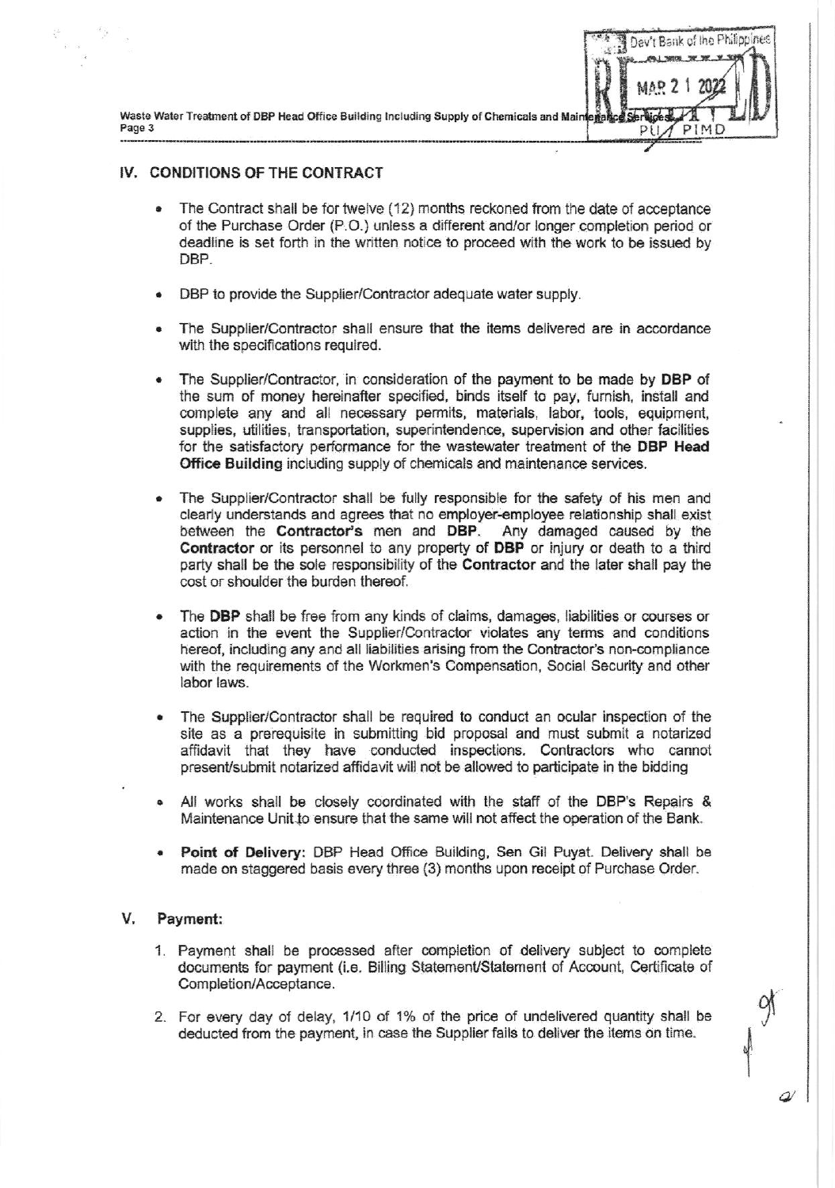## IV. CONDITIONS OF THE CONTRACT

- The Contract shall be for twelve (12) months reckoned from the date of acceptance of the Purchase Order (P.O.) unless a different and/or longer completion period or deadline is set forth in the written notice to proceed with the work to be issued by DBP.

- DBP to provide the Supplier/Contractor adequate water supply.

- The Supplier/Contractor shall ensure that the items delivered are in accordance with the specifications required.

- The Supplier/Contractor, in consideration of the payment to be made by **DBP** of the sum of money hereinafter specified, binds itself to pay, furnish, install and complete any and all necessary permits, materials, labor, tools, equipment, supplies, utilities, transportation, superintendence, supervision and other facilities for the satisfactory performance for the wastewater treatment of the **DBP Head Office Building** including supply of chemicals and maintenance services.

- The Supplier/Contractor shall be fully responsible for the safety of his men and clearly understands and agrees that no employer-employee relationship shall exist between the **Contractor's** men and **DBP**. Any damaged caused by the **Contractor** or its personnel to any property of **DBP** or injury or death to a third party shall be the sole responsibility of the **Contractor** and the later shall pay the cost or shoulder the burden thereof.

- The **DBP** shall be free from any kinds of claims, damages, liabilities or courses or action in the event the Supplier/Contractor violates any terms and conditions hereof, including any and all liabilities arising from the Contractor's non-compliance with the requirements of the Workmen's Compensation, Social Security and other labor laws.

- The Supplier/Contractor shall be required to conduct an ocular inspection of the site as a prerequisite in submitting bid proposal and must submit a notarized affidavit that they have conducted inspections. Contractors who cannot present/submit notarized affidavit will not be allowed to participate in the bidding

- All works shall be closely coordinated with the staff of the DBP's Repairs & Maintenance Unit to ensure that the same will not affect the operation of the Bank.

- **Point of Delivery:** DBP Head Office Building, Sen Gil Puyat. Delivery shall be made on staggered basis every three (3) months upon receipt of Purchase Order.

## V. Payment:

1. Payment shall be processed after completion of delivery subject to complete documents for payment (i.e. Billing Statement/Statement of Account, Certificate of Completion/Acceptance.

2. For every day of delay, 1/10 of 1% of the price of undelivered quantity shall be deducted from the payment, in case the Supplier fails to deliver the items on time.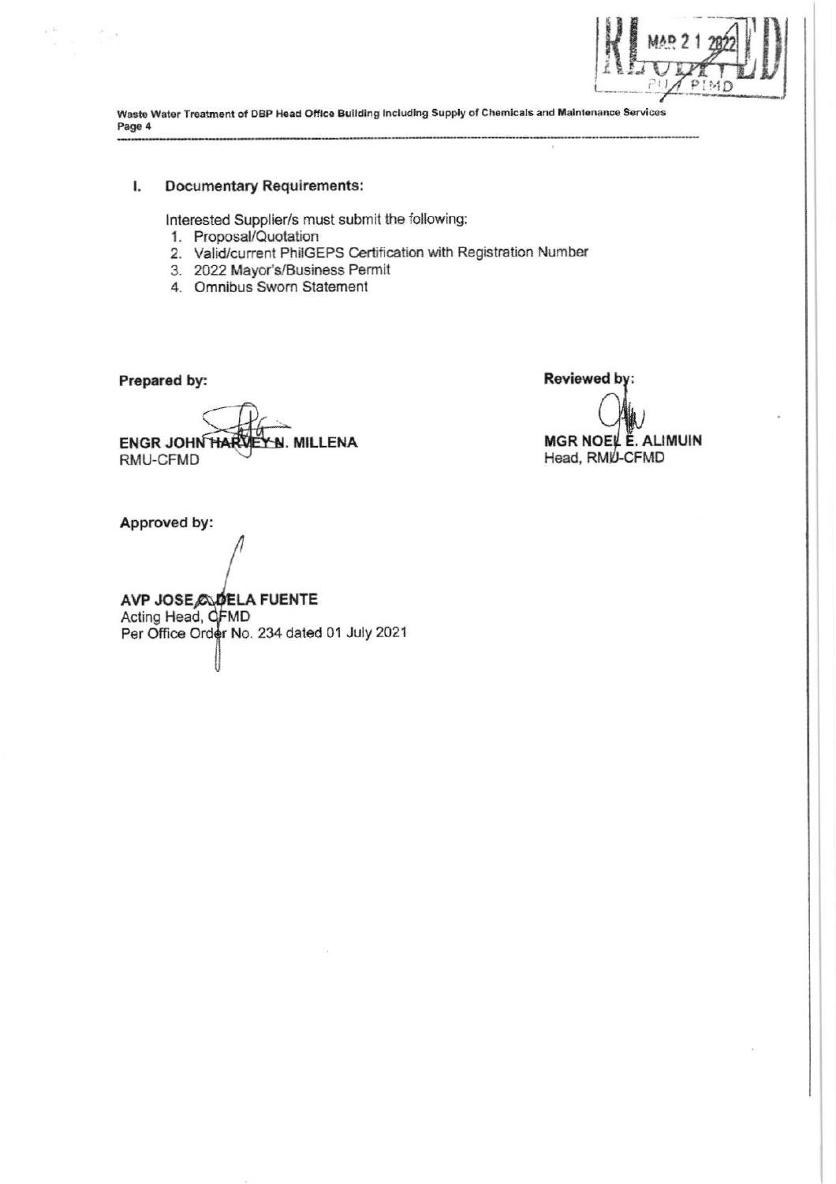## I. Documentary Requirements:

Interested Supplier/s must submit the following:

1. Proposal/Quotation
2. Valid/current PhilGEPS Certification with Registration Number
3. 2022 Mayor's/Business Permit
4. Omnibus Sworn Statement

**Prepared by:**

**ENGR JOHN HARVEY N. MILLENA**
RMU-CFMD

**Reviewed by:**

**MGR NOEL E. ALIMUIN**
Head, RMU-CFMD

**Approved by:**

**AVP JOSE C. DELA FUENTE**
Acting Head, CFMD
Per Office Order No. 234 dated 01 July 2021